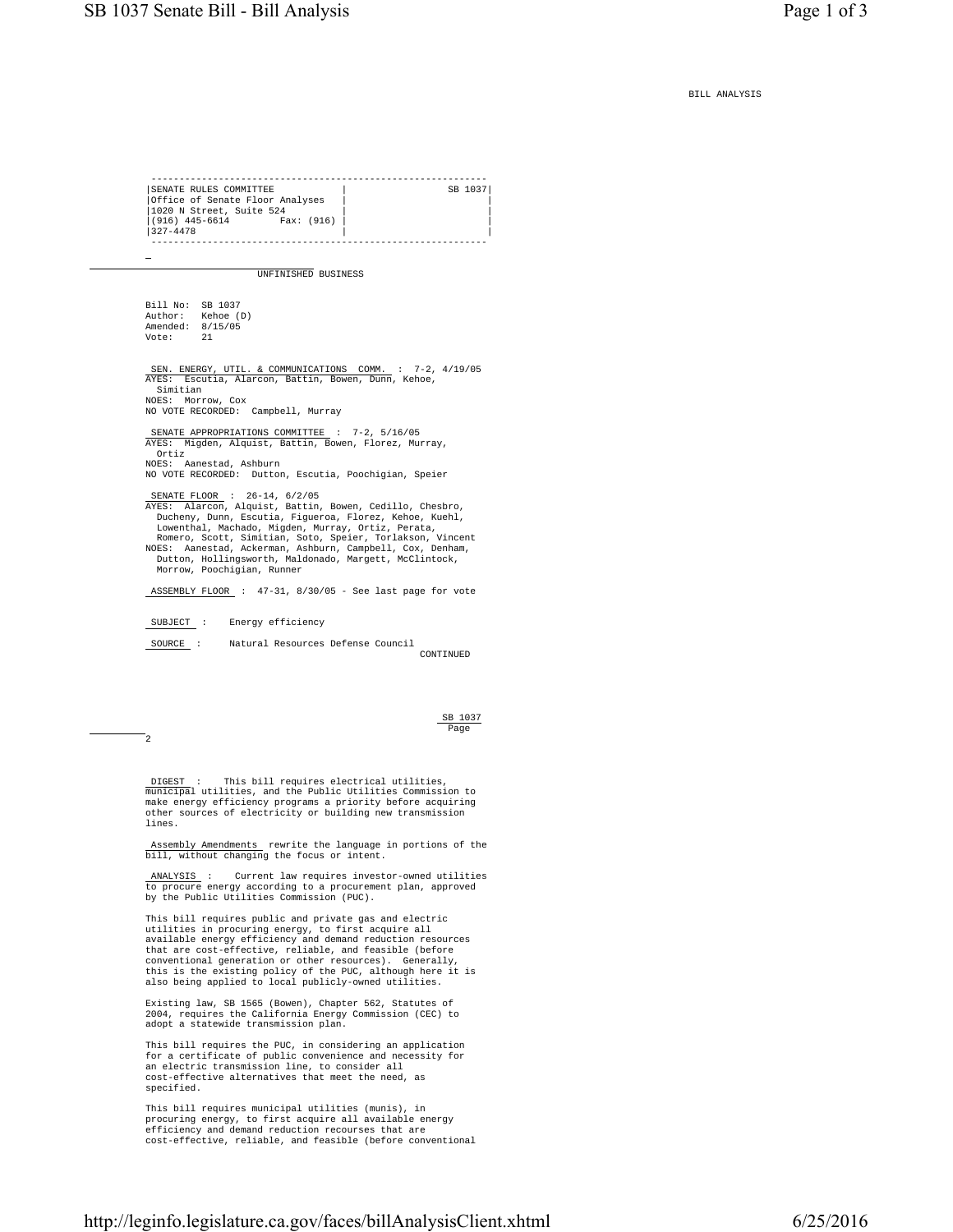BILL ANALYSIS

| SENATE RULES COMMITTEE | SB 1037 |
|---|---|
| Office of Senate Floor Analyses | |
| 1020 N Street, Suite 524 | |
| (916) 445-6614 Fax: (916) 327-4478 | |

UNFINISHED BUSINESS

Bill No: SB 1037
Author: Kehoe (D)
Amended: 8/15/05
Vote: 21

SEN. ENERGY, UTIL. & COMMUNICATIONS COMM. : 7-2, 4/19/05
AYES: Escutia, Alarcon, Battin, Bowen, Dunn, Kehoe, Simitian
NOES: Morrow, Cox
NO VOTE RECORDED: Campbell, Murray

SENATE APPROPRIATIONS COMMITTEE : 7-2, 5/16/05
AYES: Migden, Alquist, Battin, Bowen, Florez, Murray, Ortiz
NOES: Aanestad, Ashburn
NO VOTE RECORDED: Dutton, Escutia, Poochigian, Speier

SENATE FLOOR : 26-14, 6/2/05
AYES: Alarcon, Alquist, Battin, Bowen, Cedillo, Chesbro, Ducheny, Dunn, Escutia, Figueroa, Florez, Kehoe, Kuehl, Lowenthal, Machado, Migden, Murray, Ortiz, Perata, Romero, Scott, Simitian, Soto, Speier, Torlakson, Vincent
NOES: Aanestad, Ackerman, Ashburn, Campbell, Cox, Denham, Dutton, Hollingsworth, Maldonado, Margett, McClintock, Morrow, Poochigian, Runner

ASSEMBLY FLOOR : 47-31, 8/30/05 - See last page for vote

SUBJECT : Energy efficiency

SOURCE : Natural Resources Defense Council

CONTINUED

SB 1037
Page 2

DIGEST : This bill requires electrical utilities, municipal utilities, and the Public Utilities Commission to make energy efficiency programs a priority before acquiring other sources of electricity or building new transmission lines.

Assembly Amendments rewrite the language in portions of the bill, without changing the focus or intent.

ANALYSIS : Current law requires investor-owned utilities to procure energy according to a procurement plan, approved by the Public Utilities Commission (PUC).

This bill requires public and private gas and electric utilities in procuring energy, to first acquire all available energy efficiency and demand reduction resources that are cost-effective, reliable, and feasible (before conventional generation or other resources). Generally, this is the existing policy of the PUC, although here it is also being applied to local publicly-owned utilities.

Existing law, SB 1565 (Bowen), Chapter 562, Statutes of 2004, requires the California Energy Commission (CEC) to adopt a statewide transmission plan.

This bill requires the PUC, in considering an application for a certificate of public convenience and necessity for an electric transmission line, to consider all cost-effective alternatives that meet the need, as specified.

This bill requires municipal utilities (munis), in procuring energy, to first acquire all available energy efficiency and demand reduction recourses that are cost-effective, reliable, and feasible (before conventional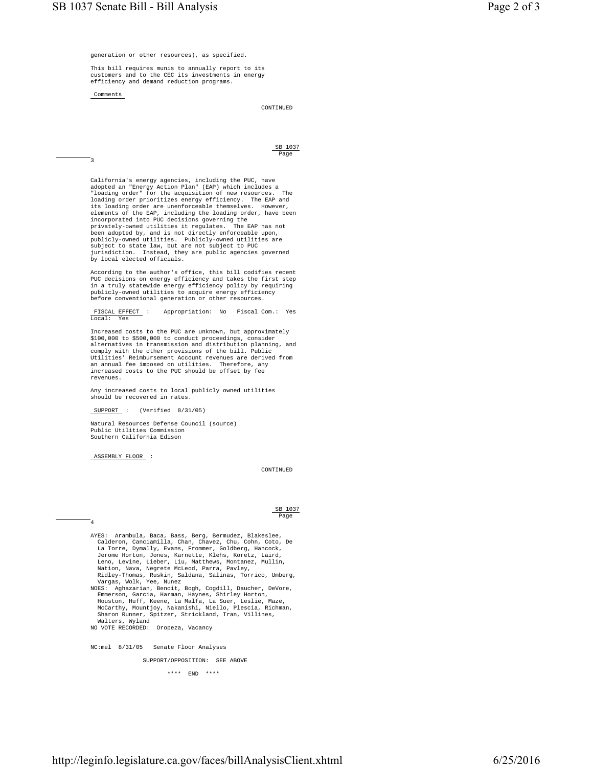generation or other resources), as specified.

This bill requires munis to annually report to its customers and to the CEC its investments in energy efficiency and demand reduction programs.

Comments

CONTINUED

SB 1037
Page 3

California's energy agencies, including the PUC, have adopted an "Energy Action Plan" (EAP) which includes a "loading order" for the acquisition of new resources. The loading order prioritizes energy efficiency. The EAP and its loading order are unenforceable themselves. However, elements of the EAP, including the loading order, have been incorporated into PUC decisions governing the privately-owned utilities it regulates. The EAP has not been adopted by, and is not directly enforceable upon, publicly-owned utilities. Publicly-owned utilities are subject to state law, but are not subject to PUC jurisdiction. Instead, they are public agencies governed by local elected officials.

According to the author's office, this bill codifies recent PUC decisions on energy efficiency and takes the first step in a truly statewide energy efficiency policy by requiring publicly-owned utilities to acquire energy efficiency before conventional generation or other resources.

FISCAL EFFECT : Appropriation: No Fiscal Com.: Yes Local: Yes

Increased costs to the PUC are unknown, but approximately $100,000 to $500,000 to conduct proceedings, consider alternatives in transmission and distribution planning, and comply with the other provisions of the bill. Public Utilities' Reimbursement Account revenues are derived from an annual fee imposed on utilities. Therefore, any increased costs to the PUC should be offset by fee revenues.

Any increased costs to local publicly owned utilities should be recovered in rates.

SUPPORT : (Verified 8/31/05)

Natural Resources Defense Council (source)
Public Utilities Commission
Southern California Edison

ASSEMBLY FLOOR :

CONTINUED

SB 1037
Page 4

AYES: Arambula, Baca, Bass, Berg, Bermudez, Blakeslee, Calderon, Canciamilla, Chan, Chavez, Chu, Cohn, Coto, De La Torre, Dymally, Evans, Frommer, Goldberg, Hancock, Jerome Horton, Jones, Karnette, Klehs, Koretz, Laird, Leno, Levine, Lieber, Liu, Matthews, Montanez, Mullin, Nation, Nava, Negrete McLeod, Parra, Pavley, Ridley-Thomas, Ruskin, Saldana, Salinas, Torrico, Umberg, Vargas, Wolk, Yee, Nunez
NOES: Aghazarian, Benoit, Bogh, Cogdill, Daucher, DeVore, Emmerson, Garcia, Harman, Haynes, Shirley Horton, Houston, Huff, Keene, La Malfa, La Suer, Leslie, Maze, McCarthy, Mountjoy, Nakanishi, Niello, Plescia, Richman, Sharon Runner, Spitzer, Strickland, Tran, Villines, Walters, Wyland
NO VOTE RECORDED: Oropeza, Vacancy

NC:mel 8/31/05 Senate Floor Analyses

SUPPORT/OPPOSITION: SEE ABOVE

**** END ****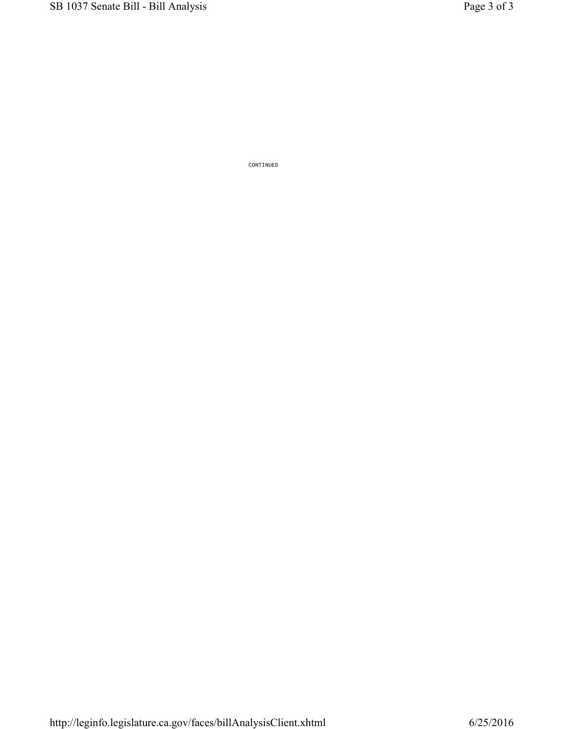CONTINUED